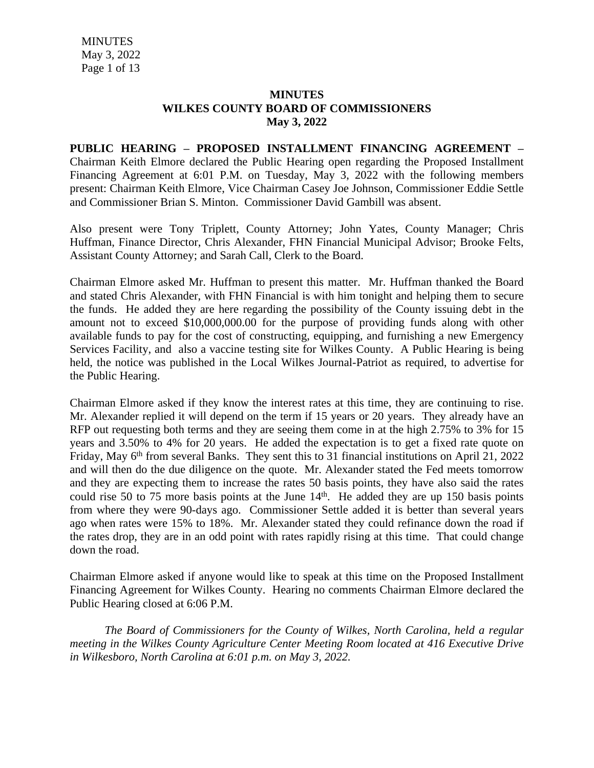# MINUTES
## WILKES COUNTY BOARD OF COMMISSIONERS
## May 3, 2022

**PUBLIC HEARING – PROPOSED INSTALLMENT FINANCING AGREEMENT –** Chairman Keith Elmore declared the Public Hearing open regarding the Proposed Installment Financing Agreement at 6:01 P.M. on Tuesday, May 3, 2022 with the following members present: Chairman Keith Elmore, Vice Chairman Casey Joe Johnson, Commissioner Eddie Settle and Commissioner Brian S. Minton. Commissioner David Gambill was absent.

Also present were Tony Triplett, County Attorney; John Yates, County Manager; Chris Huffman, Finance Director, Chris Alexander, FHN Financial Municipal Advisor; Brooke Felts, Assistant County Attorney; and Sarah Call, Clerk to the Board.

Chairman Elmore asked Mr. Huffman to present this matter. Mr. Huffman thanked the Board and stated Chris Alexander, with FHN Financial is with him tonight and helping them to secure the funds. He added they are here regarding the possibility of the County issuing debt in the amount not to exceed $10,000,000.00 for the purpose of providing funds along with other available funds to pay for the cost of constructing, equipping, and furnishing a new Emergency Services Facility, and also a vaccine testing site for Wilkes County. A Public Hearing is being held, the notice was published in the Local Wilkes Journal-Patriot as required, to advertise for the Public Hearing.

Chairman Elmore asked if they know the interest rates at this time, they are continuing to rise. Mr. Alexander replied it will depend on the term if 15 years or 20 years. They already have an RFP out requesting both terms and they are seeing them come in at the high 2.75% to 3% for 15 years and 3.50% to 4% for 20 years. He added the expectation is to get a fixed rate quote on Friday, May 6th from several Banks. They sent this to 31 financial institutions on April 21, 2022 and will then do the due diligence on the quote. Mr. Alexander stated the Fed meets tomorrow and they are expecting them to increase the rates 50 basis points, they have also said the rates could rise 50 to 75 more basis points at the June 14th. He added they are up 150 basis points from where they were 90-days ago. Commissioner Settle added it is better than several years ago when rates were 15% to 18%. Mr. Alexander stated they could refinance down the road if the rates drop, they are in an odd point with rates rapidly rising at this time. That could change down the road.

Chairman Elmore asked if anyone would like to speak at this time on the Proposed Installment Financing Agreement for Wilkes County. Hearing no comments Chairman Elmore declared the Public Hearing closed at 6:06 P.M.

*The Board of Commissioners for the County of Wilkes, North Carolina, held a regular meeting in the Wilkes County Agriculture Center Meeting Room located at 416 Executive Drive in Wilkesboro, North Carolina at 6:01 p.m. on May 3, 2022.*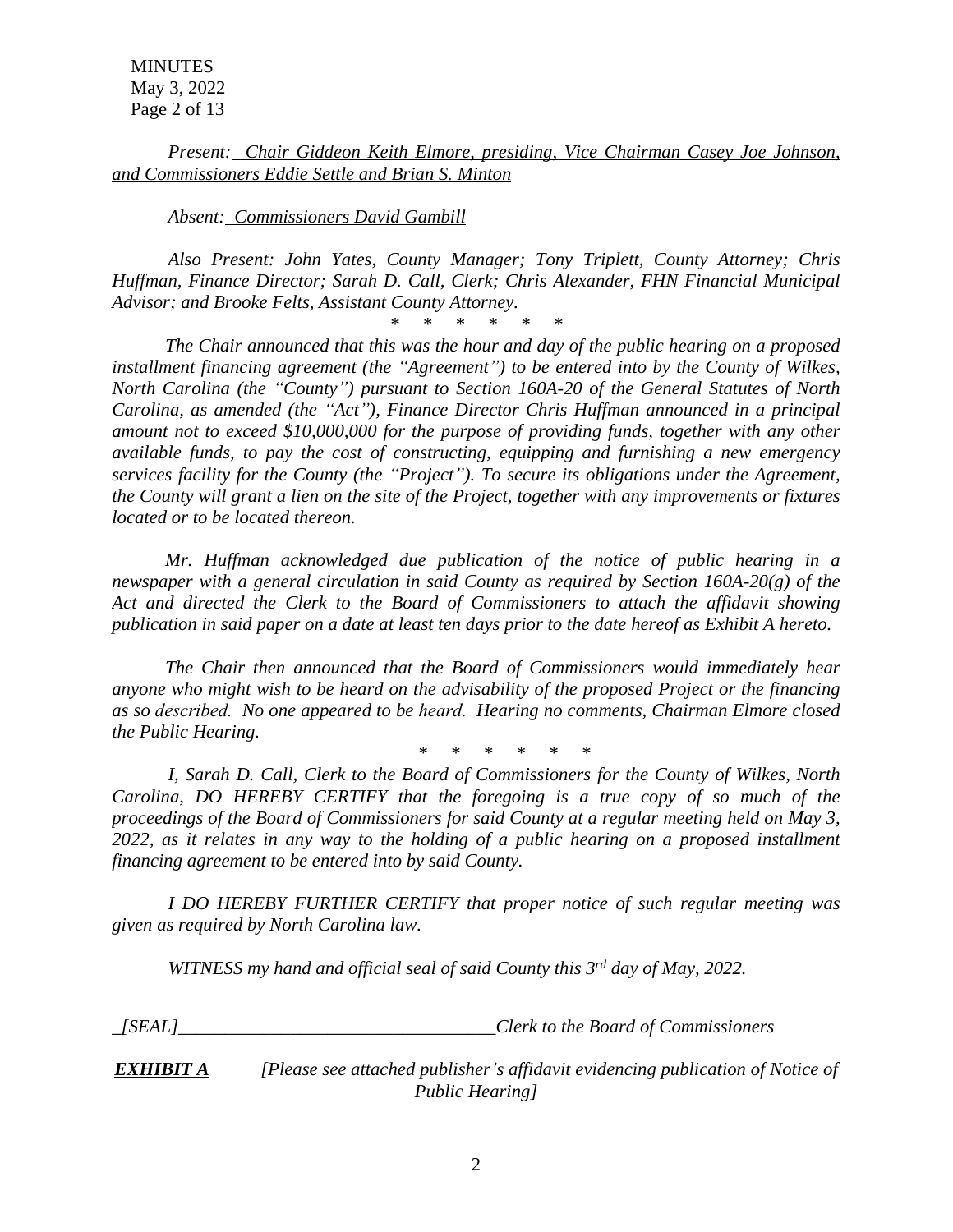*Present: Chair Giddeon Keith Elmore, presiding, Vice Chairman Casey Joe Johnson, and Commissioners Eddie Settle and Brian S. Minton*

*Absent: Commissioners David Gambill*

*Also Present: John Yates, County Manager; Tony Triplett, County Attorney; Chris Huffman, Finance Director; Sarah D. Call, Clerk; Chris Alexander, FHN Financial Municipal Advisor; and Brooke Felts, Assistant County Attorney.*

\* \* \* \* \* \*

*The Chair announced that this was the hour and day of the public hearing on a proposed installment financing agreement (the "Agreement") to be entered into by the County of Wilkes, North Carolina (the "County") pursuant to Section 160A-20 of the General Statutes of North Carolina, as amended (the "Act"), Finance Director Chris Huffman announced in a principal amount not to exceed $10,000,000 for the purpose of providing funds, together with any other available funds, to pay the cost of constructing, equipping and furnishing a new emergency services facility for the County (the "Project"). To secure its obligations under the Agreement, the County will grant a lien on the site of the Project, together with any improvements or fixtures located or to be located thereon.*

*Mr. Huffman acknowledged due publication of the notice of public hearing in a newspaper with a general circulation in said County as required by Section 160A-20(g) of the Act and directed the Clerk to the Board of Commissioners to attach the affidavit showing publication in said paper on a date at least ten days prior to the date hereof as Exhibit A hereto.*

*The Chair then announced that the Board of Commissioners would immediately hear anyone who might wish to be heard on the advisability of the proposed Project or the financing as so described. No one appeared to be heard. Hearing no comments, Chairman Elmore closed the Public Hearing.*

\* \* \* \* \* \*

*I, Sarah D. Call, Clerk to the Board of Commissioners for the County of Wilkes, North Carolina, DO HEREBY CERTIFY that the foregoing is a true copy of so much of the proceedings of the Board of Commissioners for said County at a regular meeting held on May 3, 2022, as it relates in any way to the holding of a public hearing on a proposed installment financing agreement to be entered into by said County.*

*I DO HEREBY FURTHER CERTIFY that proper notice of such regular meeting was given as required by North Carolina law.*

*WITNESS my hand and official seal of said County this 3rd day of May, 2022.*

*_[SEAL]__________________________________Clerk to the Board of Commissioners*

***EXHIBIT A*** *[Please see attached publisher's affidavit evidencing publication of Notice of Public Hearing]*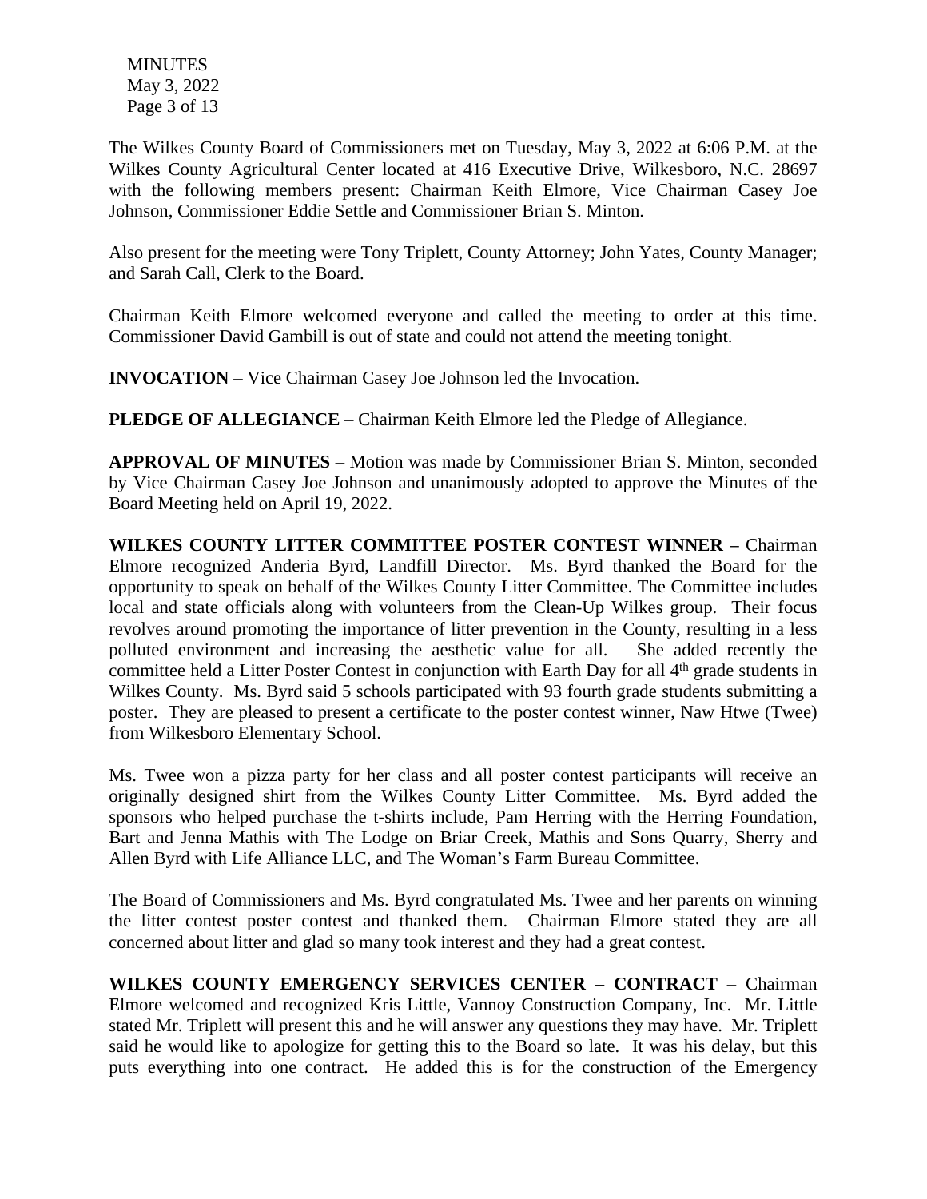The Wilkes County Board of Commissioners met on Tuesday, May 3, 2022 at 6:06 P.M. at the Wilkes County Agricultural Center located at 416 Executive Drive, Wilkesboro, N.C. 28697 with the following members present: Chairman Keith Elmore, Vice Chairman Casey Joe Johnson, Commissioner Eddie Settle and Commissioner Brian S. Minton.

Also present for the meeting were Tony Triplett, County Attorney; John Yates, County Manager; and Sarah Call, Clerk to the Board.

Chairman Keith Elmore welcomed everyone and called the meeting to order at this time. Commissioner David Gambill is out of state and could not attend the meeting tonight.

**INVOCATION** – Vice Chairman Casey Joe Johnson led the Invocation.

**PLEDGE OF ALLEGIANCE** – Chairman Keith Elmore led the Pledge of Allegiance.

**APPROVAL OF MINUTES** – Motion was made by Commissioner Brian S. Minton, seconded by Vice Chairman Casey Joe Johnson and unanimously adopted to approve the Minutes of the Board Meeting held on April 19, 2022.

**WILKES COUNTY LITTER COMMITTEE POSTER CONTEST WINNER –** Chairman Elmore recognized Anderia Byrd, Landfill Director. Ms. Byrd thanked the Board for the opportunity to speak on behalf of the Wilkes County Litter Committee. The Committee includes local and state officials along with volunteers from the Clean-Up Wilkes group. Their focus revolves around promoting the importance of litter prevention in the County, resulting in a less polluted environment and increasing the aesthetic value for all. She added recently the committee held a Litter Poster Contest in conjunction with Earth Day for all 4th grade students in Wilkes County. Ms. Byrd said 5 schools participated with 93 fourth grade students submitting a poster. They are pleased to present a certificate to the poster contest winner, Naw Htwe (Twee) from Wilkesboro Elementary School.

Ms. Twee won a pizza party for her class and all poster contest participants will receive an originally designed shirt from the Wilkes County Litter Committee. Ms. Byrd added the sponsors who helped purchase the t-shirts include, Pam Herring with the Herring Foundation, Bart and Jenna Mathis with The Lodge on Briar Creek, Mathis and Sons Quarry, Sherry and Allen Byrd with Life Alliance LLC, and The Woman's Farm Bureau Committee.

The Board of Commissioners and Ms. Byrd congratulated Ms. Twee and her parents on winning the litter contest poster contest and thanked them. Chairman Elmore stated they are all concerned about litter and glad so many took interest and they had a great contest.

**WILKES COUNTY EMERGENCY SERVICES CENTER – CONTRACT** – Chairman Elmore welcomed and recognized Kris Little, Vannoy Construction Company, Inc. Mr. Little stated Mr. Triplett will present this and he will answer any questions they may have. Mr. Triplett said he would like to apologize for getting this to the Board so late. It was his delay, but this puts everything into one contract. He added this is for the construction of the Emergency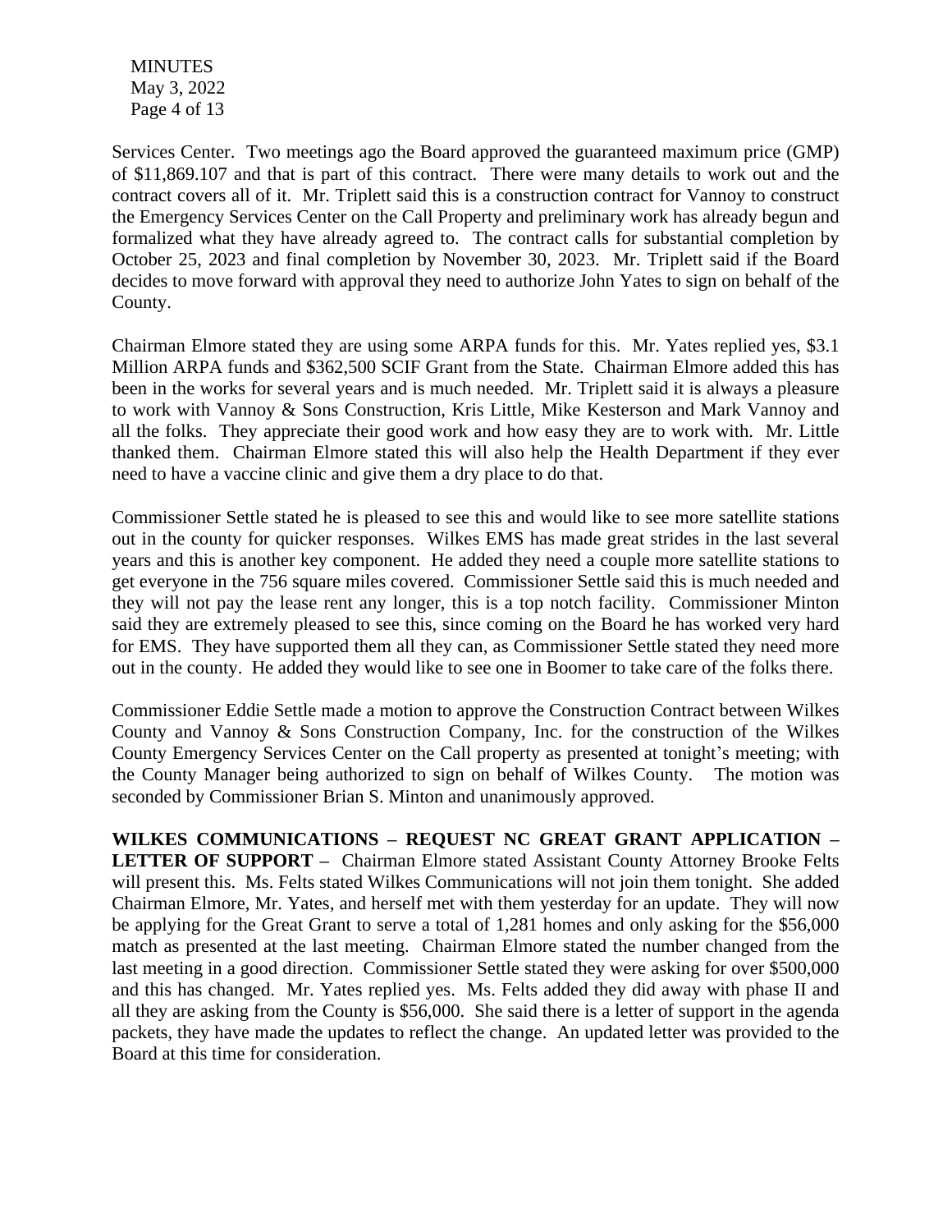Services Center. Two meetings ago the Board approved the guaranteed maximum price (GMP) of $11,869.107 and that is part of this contract. There were many details to work out and the contract covers all of it. Mr. Triplett said this is a construction contract for Vannoy to construct the Emergency Services Center on the Call Property and preliminary work has already begun and formalized what they have already agreed to. The contract calls for substantial completion by October 25, 2023 and final completion by November 30, 2023. Mr. Triplett said if the Board decides to move forward with approval they need to authorize John Yates to sign on behalf of the County.

Chairman Elmore stated they are using some ARPA funds for this. Mr. Yates replied yes, $3.1 Million ARPA funds and $362,500 SCIF Grant from the State. Chairman Elmore added this has been in the works for several years and is much needed. Mr. Triplett said it is always a pleasure to work with Vannoy & Sons Construction, Kris Little, Mike Kesterson and Mark Vannoy and all the folks. They appreciate their good work and how easy they are to work with. Mr. Little thanked them. Chairman Elmore stated this will also help the Health Department if they ever need to have a vaccine clinic and give them a dry place to do that.

Commissioner Settle stated he is pleased to see this and would like to see more satellite stations out in the county for quicker responses. Wilkes EMS has made great strides in the last several years and this is another key component. He added they need a couple more satellite stations to get everyone in the 756 square miles covered. Commissioner Settle said this is much needed and they will not pay the lease rent any longer, this is a top notch facility. Commissioner Minton said they are extremely pleased to see this, since coming on the Board he has worked very hard for EMS. They have supported them all they can, as Commissioner Settle stated they need more out in the county. He added they would like to see one in Boomer to take care of the folks there.

Commissioner Eddie Settle made a motion to approve the Construction Contract between Wilkes County and Vannoy & Sons Construction Company, Inc. for the construction of the Wilkes County Emergency Services Center on the Call property as presented at tonight's meeting; with the County Manager being authorized to sign on behalf of Wilkes County. The motion was seconded by Commissioner Brian S. Minton and unanimously approved.

**WILKES COMMUNICATIONS – REQUEST NC GREAT GRANT APPLICATION – LETTER OF SUPPORT –** Chairman Elmore stated Assistant County Attorney Brooke Felts will present this. Ms. Felts stated Wilkes Communications will not join them tonight. She added Chairman Elmore, Mr. Yates, and herself met with them yesterday for an update. They will now be applying for the Great Grant to serve a total of 1,281 homes and only asking for the $56,000 match as presented at the last meeting. Chairman Elmore stated the number changed from the last meeting in a good direction. Commissioner Settle stated they were asking for over $500,000 and this has changed. Mr. Yates replied yes. Ms. Felts added they did away with phase II and all they are asking from the County is $56,000. She said there is a letter of support in the agenda packets, they have made the updates to reflect the change. An updated letter was provided to the Board at this time for consideration.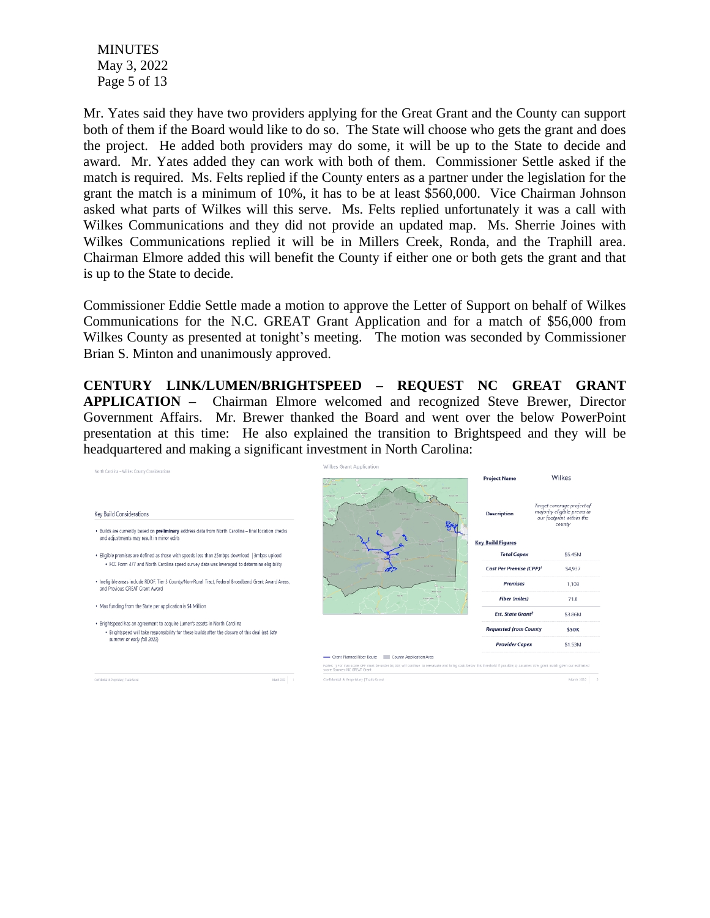Mr. Yates said they have two providers applying for the Great Grant and the County can support both of them if the Board would like to do so. The State will choose who gets the grant and does the project. He added both providers may do some, it will be up to the State to decide and award. Mr. Yates added they can work with both of them. Commissioner Settle asked if the match is required. Ms. Felts replied if the County enters as a partner under the legislation for the grant the match is a minimum of 10%, it has to be at least $560,000. Vice Chairman Johnson asked what parts of Wilkes will this serve. Ms. Felts replied unfortunately it was a call with Wilkes Communications and they did not provide an updated map. Ms. Sherrie Joines with Wilkes Communications replied it will be in Millers Creek, Ronda, and the Traphill area. Chairman Elmore added this will benefit the County if either one or both gets the grant and that is up to the State to decide.

Commissioner Eddie Settle made a motion to approve the Letter of Support on behalf of Wilkes Communications for the N.C. GREAT Grant Application and for a match of $56,000 from Wilkes County as presented at tonight's meeting. The motion was seconded by Commissioner Brian S. Minton and unanimously approved.

**CENTURY LINK/LUMEN/BRIGHTSPEED – REQUEST NC GREAT GRANT APPLICATION –** Chairman Elmore welcomed and recognized Steve Brewer, Director Government Affairs. Mr. Brewer thanked the Board and went over the below PowerPoint presentation at this time: He also explained the transition to Brightspeed and they will be headquartered and making a significant investment in North Carolina:

North Carolina – Wilkes County Considerations

Key Build Considerations

- Builds are currently based on **preliminary** address data from North Carolina – final location checks and adjustments may result in minor edits
- Eligible premises are defined as those with speeds less than 25mbps download | 3mbps upload
  - FCC Form 477 and North Carolina speed survey data was leveraged to determine eligibility
- Ineligible areas include RDOF, Tier 3 County/Non-Rural Tract, Federal Broadband Grant Award Areas, and Previous GREAT Grant Award
- Max funding from the State per application is $4 Million
- Brightspeed has an agreement to acquire Lumen's assets in North Carolina
  - Brightspeed will take responsibility for these builds after the closure of this deal *(est. late summer or early fall 2022)*

Confidential & Proprietary | Trade Secret

Wilkes Grant Application

| | |
|---|---|
| **Project Name** | Wilkes |
| **Description** | *Target coverage project of majority eligible prems in our footprint within the county* |
| **Key Build Figures** | |
| **Total Capex** | $5.45M |
| **Cost Per Premise (CPP)[1]** | $4,937 |
| **Premises** | 1,103 |
| **Fiber (miles)** | 71.8 |
| **Est. State Grant[2]** | $3.86M |
| **Requested from County** | $50K |
| **Provider Capex** | $1.53M |

Grant Planned Fiber Route    County Application Area

Confidential & Proprietary | Trade Secret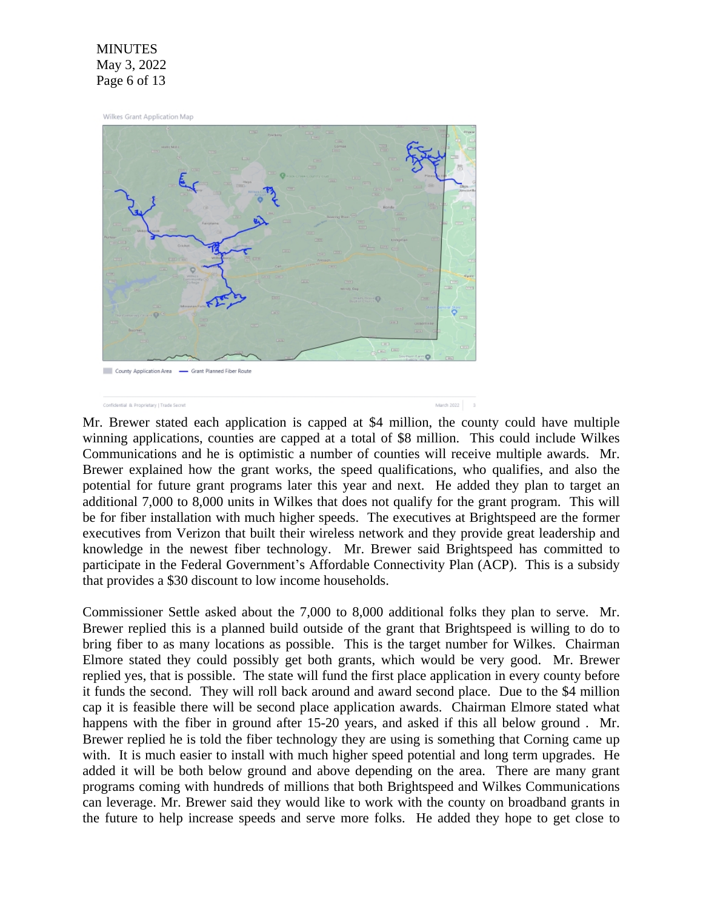Wilkes Grant Application Map

County Application Area — Grant Planned Fiber Route

Confidential & Proprietary | Trade Secret

March 2022 | 3

Mr. Brewer stated each application is capped at $4 million, the county could have multiple winning applications, counties are capped at a total of $8 million. This could include Wilkes Communications and he is optimistic a number of counties will receive multiple awards. Mr. Brewer explained how the grant works, the speed qualifications, who qualifies, and also the potential for future grant programs later this year and next. He added they plan to target an additional 7,000 to 8,000 units in Wilkes that does not qualify for the grant program. This will be for fiber installation with much higher speeds. The executives at Brightspeed are the former executives from Verizon that built their wireless network and they provide great leadership and knowledge in the newest fiber technology. Mr. Brewer said Brightspeed has committed to participate in the Federal Government's Affordable Connectivity Plan (ACP). This is a subsidy that provides a $30 discount to low income households.

Commissioner Settle asked about the 7,000 to 8,000 additional folks they plan to serve. Mr. Brewer replied this is a planned build outside of the grant that Brightspeed is willing to do to bring fiber to as many locations as possible. This is the target number for Wilkes. Chairman Elmore stated they could possibly get both grants, which would be very good. Mr. Brewer replied yes, that is possible. The state will fund the first place application in every county before it funds the second. They will roll back around and award second place. Due to the $4 million cap it is feasible there will be second place application awards. Chairman Elmore stated what happens with the fiber in ground after 15-20 years, and asked if this all below ground . Mr. Brewer replied he is told the fiber technology they are using is something that Corning came up with. It is much easier to install with much higher speed potential and long term upgrades. He added it will be both below ground and above depending on the area. There are many grant programs coming with hundreds of millions that both Brightspeed and Wilkes Communications can leverage. Mr. Brewer said they would like to work with the county on broadband grants in the future to help increase speeds and serve more folks. He added they hope to get close to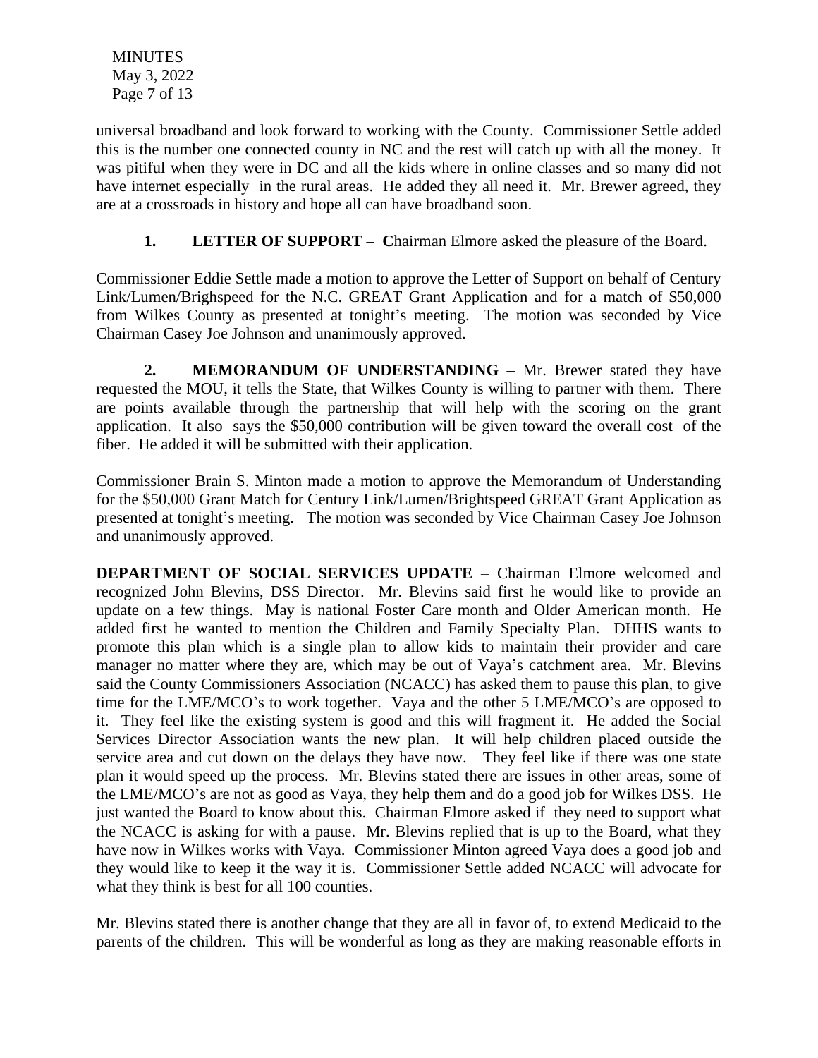universal broadband and look forward to working with the County. Commissioner Settle added this is the number one connected county in NC and the rest will catch up with all the money. It was pitiful when they were in DC and all the kids where in online classes and so many did not have internet especially in the rural areas. He added they all need it. Mr. Brewer agreed, they are at a crossroads in history and hope all can have broadband soon.

**1. LETTER OF SUPPORT – C**hairman Elmore asked the pleasure of the Board.

Commissioner Eddie Settle made a motion to approve the Letter of Support on behalf of Century Link/Lumen/Brighspeed for the N.C. GREAT Grant Application and for a match of $50,000 from Wilkes County as presented at tonight's meeting. The motion was seconded by Vice Chairman Casey Joe Johnson and unanimously approved.

**2. MEMORANDUM OF UNDERSTANDING –** Mr. Brewer stated they have requested the MOU, it tells the State, that Wilkes County is willing to partner with them. There are points available through the partnership that will help with the scoring on the grant application. It also says the $50,000 contribution will be given toward the overall cost of the fiber. He added it will be submitted with their application.

Commissioner Brain S. Minton made a motion to approve the Memorandum of Understanding for the $50,000 Grant Match for Century Link/Lumen/Brightspeed GREAT Grant Application as presented at tonight's meeting. The motion was seconded by Vice Chairman Casey Joe Johnson and unanimously approved.

**DEPARTMENT OF SOCIAL SERVICES UPDATE** – Chairman Elmore welcomed and recognized John Blevins, DSS Director. Mr. Blevins said first he would like to provide an update on a few things. May is national Foster Care month and Older American month. He added first he wanted to mention the Children and Family Specialty Plan. DHHS wants to promote this plan which is a single plan to allow kids to maintain their provider and care manager no matter where they are, which may be out of Vaya's catchment area. Mr. Blevins said the County Commissioners Association (NCACC) has asked them to pause this plan, to give time for the LME/MCO's to work together. Vaya and the other 5 LME/MCO's are opposed to it. They feel like the existing system is good and this will fragment it. He added the Social Services Director Association wants the new plan. It will help children placed outside the service area and cut down on the delays they have now. They feel like if there was one state plan it would speed up the process. Mr. Blevins stated there are issues in other areas, some of the LME/MCO's are not as good as Vaya, they help them and do a good job for Wilkes DSS. He just wanted the Board to know about this. Chairman Elmore asked if they need to support what the NCACC is asking for with a pause. Mr. Blevins replied that is up to the Board, what they have now in Wilkes works with Vaya. Commissioner Minton agreed Vaya does a good job and they would like to keep it the way it is. Commissioner Settle added NCACC will advocate for what they think is best for all 100 counties.

Mr. Blevins stated there is another change that they are all in favor of, to extend Medicaid to the parents of the children. This will be wonderful as long as they are making reasonable efforts in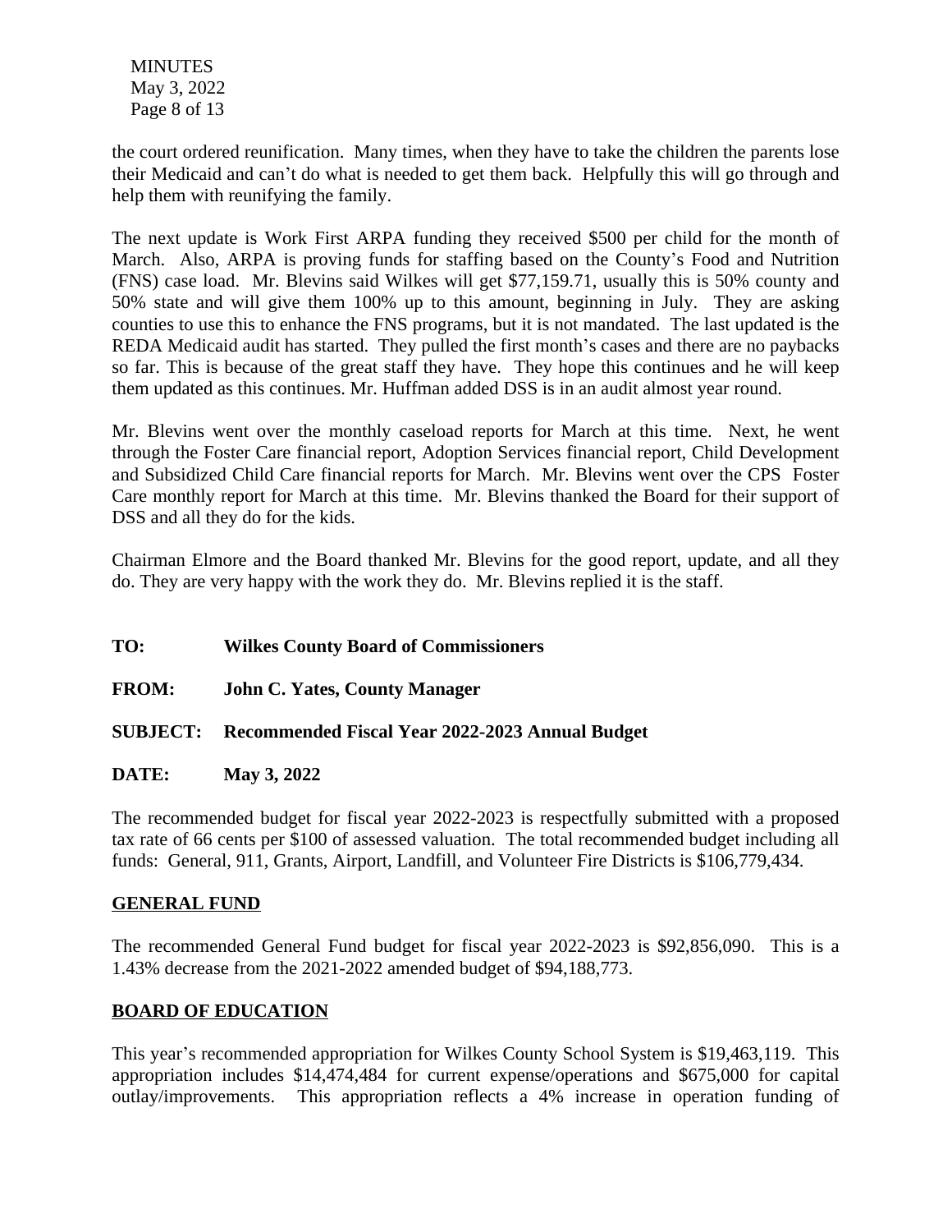the court ordered reunification. Many times, when they have to take the children the parents lose their Medicaid and can't do what is needed to get them back. Helpfully this will go through and help them with reunifying the family.

The next update is Work First ARPA funding they received $500 per child for the month of March. Also, ARPA is proving funds for staffing based on the County's Food and Nutrition (FNS) case load. Mr. Blevins said Wilkes will get $77,159.71, usually this is 50% county and 50% state and will give them 100% up to this amount, beginning in July. They are asking counties to use this to enhance the FNS programs, but it is not mandated. The last updated is the REDA Medicaid audit has started. They pulled the first month's cases and there are no paybacks so far. This is because of the great staff they have. They hope this continues and he will keep them updated as this continues. Mr. Huffman added DSS is in an audit almost year round.

Mr. Blevins went over the monthly caseload reports for March at this time. Next, he went through the Foster Care financial report, Adoption Services financial report, Child Development and Subsidized Child Care financial reports for March. Mr. Blevins went over the CPS Foster Care monthly report for March at this time. Mr. Blevins thanked the Board for their support of DSS and all they do for the kids.

Chairman Elmore and the Board thanked Mr. Blevins for the good report, update, and all they do. They are very happy with the work they do. Mr. Blevins replied it is the staff.

**TO:** **Wilkes County Board of Commissioners**

**FROM:** **John C. Yates, County Manager**

**SUBJECT:** **Recommended Fiscal Year 2022-2023 Annual Budget**

**DATE:** **May 3, 2022**

The recommended budget for fiscal year 2022-2023 is respectfully submitted with a proposed tax rate of 66 cents per $100 of assessed valuation. The total recommended budget including all funds: General, 911, Grants, Airport, Landfill, and Volunteer Fire Districts is $106,779,434.

## GENERAL FUND

The recommended General Fund budget for fiscal year 2022-2023 is $92,856,090. This is a 1.43% decrease from the 2021-2022 amended budget of $94,188,773.

## BOARD OF EDUCATION

This year's recommended appropriation for Wilkes County School System is $19,463,119. This appropriation includes $14,474,484 for current expense/operations and $675,000 for capital outlay/improvements. This appropriation reflects a 4% increase in operation funding of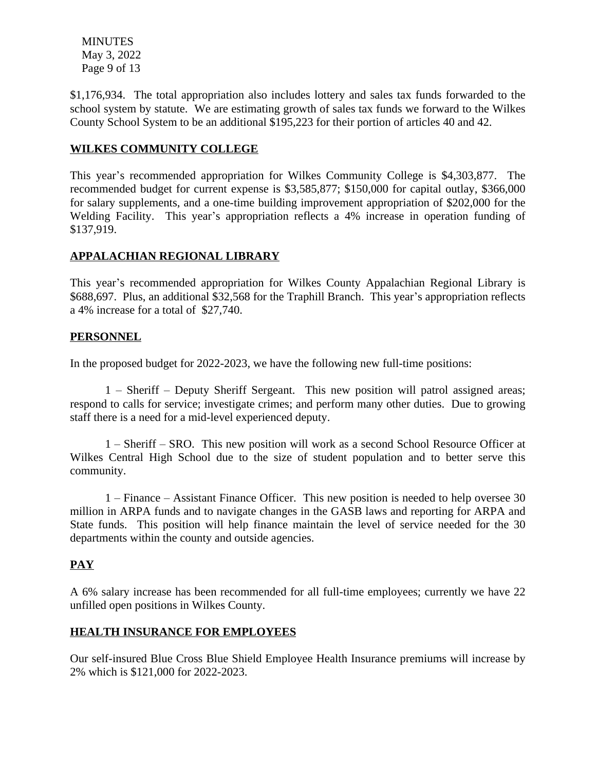$1,176,934. The total appropriation also includes lottery and sales tax funds forwarded to the school system by statute. We are estimating growth of sales tax funds we forward to the Wilkes County School System to be an additional $195,223 for their portion of articles 40 and 42.

## WILKES COMMUNITY COLLEGE

This year's recommended appropriation for Wilkes Community College is $4,303,877. The recommended budget for current expense is $3,585,877; $150,000 for capital outlay, $366,000 for salary supplements, and a one-time building improvement appropriation of $202,000 for the Welding Facility. This year's appropriation reflects a 4% increase in operation funding of $137,919.

## APPALACHIAN REGIONAL LIBRARY

This year's recommended appropriation for Wilkes County Appalachian Regional Library is $688,697. Plus, an additional $32,568 for the Traphill Branch. This year's appropriation reflects a 4% increase for a total of $27,740.

## PERSONNEL

In the proposed budget for 2022-2023, we have the following new full-time positions:

1 – Sheriff – Deputy Sheriff Sergeant. This new position will patrol assigned areas; respond to calls for service; investigate crimes; and perform many other duties. Due to growing staff there is a need for a mid-level experienced deputy.

1 – Sheriff – SRO. This new position will work as a second School Resource Officer at Wilkes Central High School due to the size of student population and to better serve this community.

1 – Finance – Assistant Finance Officer. This new position is needed to help oversee 30 million in ARPA funds and to navigate changes in the GASB laws and reporting for ARPA and State funds. This position will help finance maintain the level of service needed for the 30 departments within the county and outside agencies.

## PAY

A 6% salary increase has been recommended for all full-time employees; currently we have 22 unfilled open positions in Wilkes County.

## HEALTH INSURANCE FOR EMPLOYEES

Our self-insured Blue Cross Blue Shield Employee Health Insurance premiums will increase by 2% which is $121,000 for 2022-2023.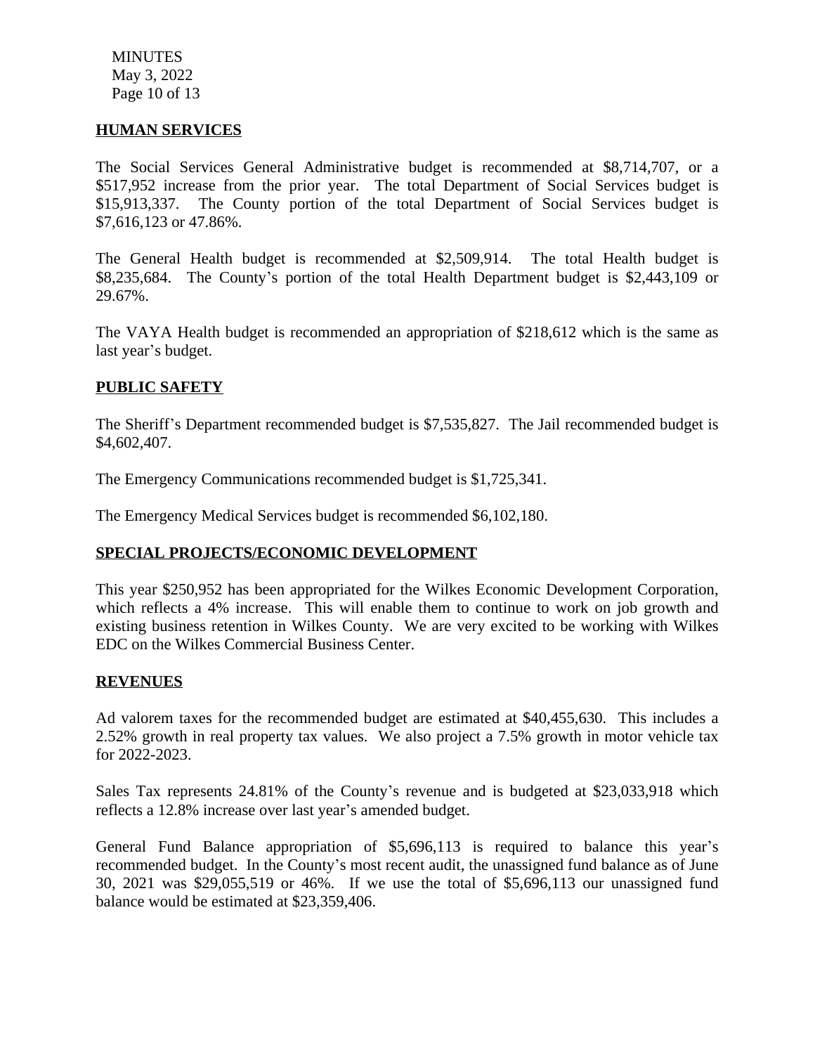## HUMAN SERVICES

The Social Services General Administrative budget is recommended at $8,714,707, or a $517,952 increase from the prior year. The total Department of Social Services budget is $15,913,337. The County portion of the total Department of Social Services budget is $7,616,123 or 47.86%.

The General Health budget is recommended at $2,509,914. The total Health budget is $8,235,684. The County's portion of the total Health Department budget is $2,443,109 or 29.67%.

The VAYA Health budget is recommended an appropriation of $218,612 which is the same as last year's budget.

## PUBLIC SAFETY

The Sheriff's Department recommended budget is $7,535,827. The Jail recommended budget is $4,602,407.

The Emergency Communications recommended budget is $1,725,341.

The Emergency Medical Services budget is recommended $6,102,180.

## SPECIAL PROJECTS/ECONOMIC DEVELOPMENT

This year $250,952 has been appropriated for the Wilkes Economic Development Corporation, which reflects a 4% increase. This will enable them to continue to work on job growth and existing business retention in Wilkes County. We are very excited to be working with Wilkes EDC on the Wilkes Commercial Business Center.

## REVENUES

Ad valorem taxes for the recommended budget are estimated at $40,455,630. This includes a 2.52% growth in real property tax values. We also project a 7.5% growth in motor vehicle tax for 2022-2023.

Sales Tax represents 24.81% of the County's revenue and is budgeted at $23,033,918 which reflects a 12.8% increase over last year's amended budget.

General Fund Balance appropriation of $5,696,113 is required to balance this year's recommended budget. In the County's most recent audit, the unassigned fund balance as of June 30, 2021 was $29,055,519 or 46%. If we use the total of $5,696,113 our unassigned fund balance would be estimated at $23,359,406.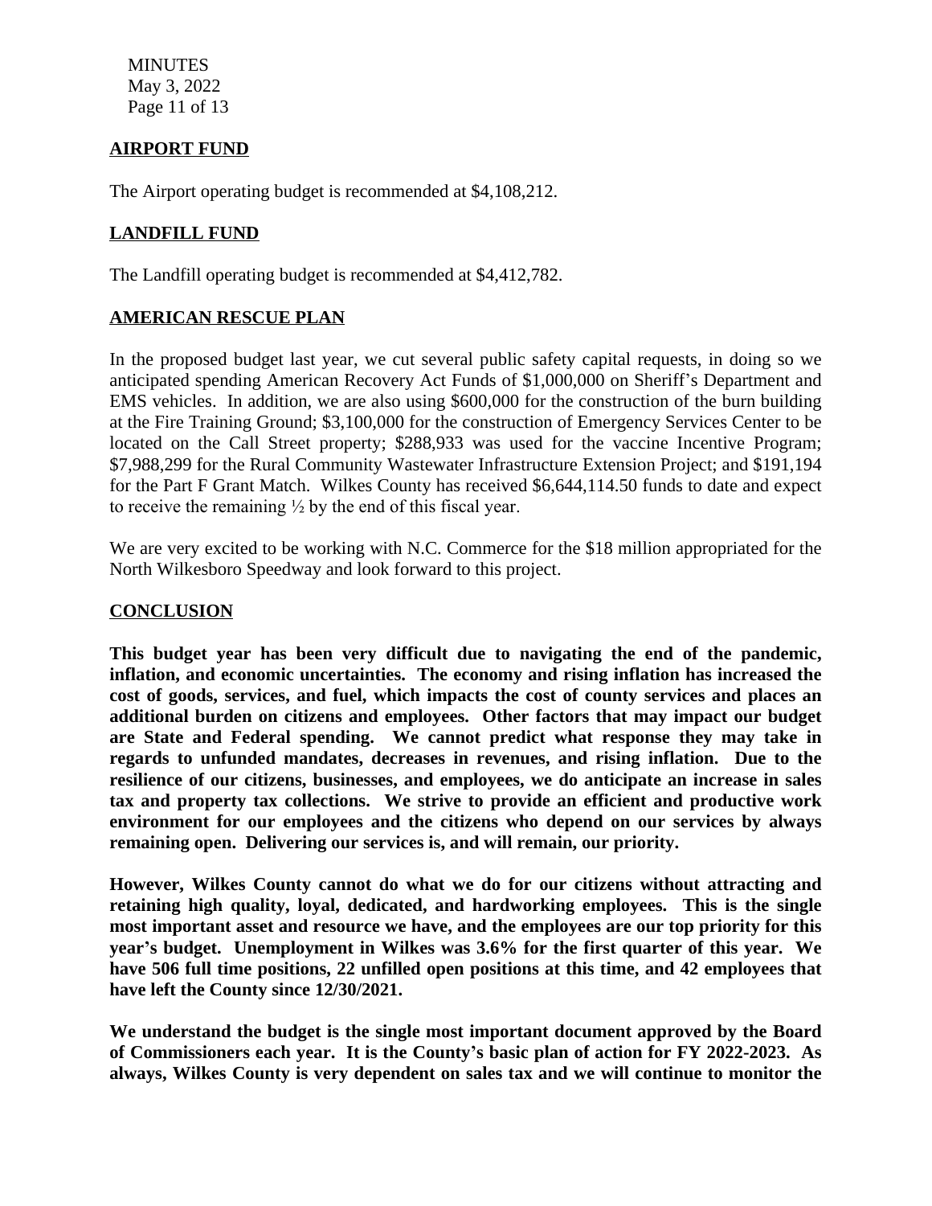## AIRPORT FUND

The Airport operating budget is recommended at $4,108,212.

## LANDFILL FUND

The Landfill operating budget is recommended at $4,412,782.

## AMERICAN RESCUE PLAN

In the proposed budget last year, we cut several public safety capital requests, in doing so we anticipated spending American Recovery Act Funds of $1,000,000 on Sheriff's Department and EMS vehicles. In addition, we are also using $600,000 for the construction of the burn building at the Fire Training Ground; $3,100,000 for the construction of Emergency Services Center to be located on the Call Street property; $288,933 was used for the vaccine Incentive Program; $7,988,299 for the Rural Community Wastewater Infrastructure Extension Project; and $191,194 for the Part F Grant Match. Wilkes County has received $6,644,114.50 funds to date and expect to receive the remaining ½ by the end of this fiscal year.

We are very excited to be working with N.C. Commerce for the $18 million appropriated for the North Wilkesboro Speedway and look forward to this project.

## CONCLUSION

**This budget year has been very difficult due to navigating the end of the pandemic, inflation, and economic uncertainties. The economy and rising inflation has increased the cost of goods, services, and fuel, which impacts the cost of county services and places an additional burden on citizens and employees. Other factors that may impact our budget are State and Federal spending. We cannot predict what response they may take in regards to unfunded mandates, decreases in revenues, and rising inflation. Due to the resilience of our citizens, businesses, and employees, we do anticipate an increase in sales tax and property tax collections. We strive to provide an efficient and productive work environment for our employees and the citizens who depend on our services by always remaining open. Delivering our services is, and will remain, our priority.**

**However, Wilkes County cannot do what we do for our citizens without attracting and retaining high quality, loyal, dedicated, and hardworking employees. This is the single most important asset and resource we have, and the employees are our top priority for this year's budget. Unemployment in Wilkes was 3.6% for the first quarter of this year. We have 506 full time positions, 22 unfilled open positions at this time, and 42 employees that have left the County since 12/30/2021.**

**We understand the budget is the single most important document approved by the Board of Commissioners each year. It is the County's basic plan of action for FY 2022-2023. As always, Wilkes County is very dependent on sales tax and we will continue to monitor the**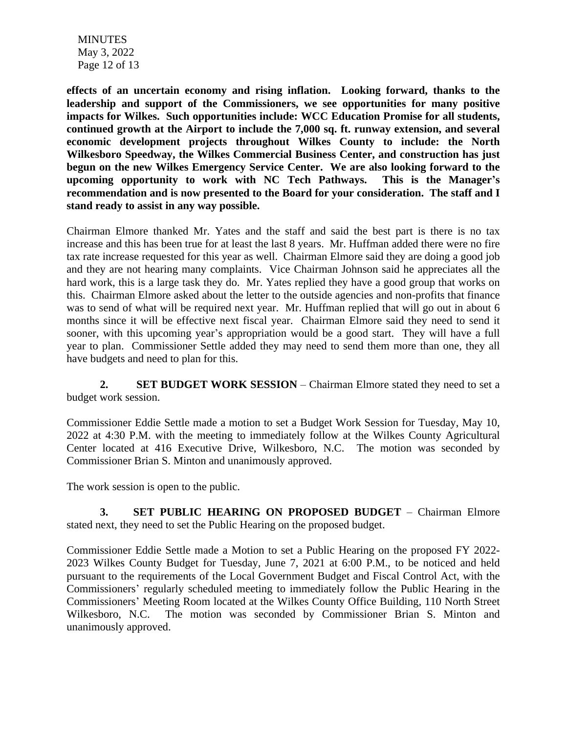**effects of an uncertain economy and rising inflation. Looking forward, thanks to the leadership and support of the Commissioners, we see opportunities for many positive impacts for Wilkes. Such opportunities include: WCC Education Promise for all students, continued growth at the Airport to include the 7,000 sq. ft. runway extension, and several economic development projects throughout Wilkes County to include: the North Wilkesboro Speedway, the Wilkes Commercial Business Center, and construction has just begun on the new Wilkes Emergency Service Center. We are also looking forward to the upcoming opportunity to work with NC Tech Pathways. This is the Manager's recommendation and is now presented to the Board for your consideration. The staff and I stand ready to assist in any way possible.**

Chairman Elmore thanked Mr. Yates and the staff and said the best part is there is no tax increase and this has been true for at least the last 8 years. Mr. Huffman added there were no fire tax rate increase requested for this year as well. Chairman Elmore said they are doing a good job and they are not hearing many complaints. Vice Chairman Johnson said he appreciates all the hard work, this is a large task they do. Mr. Yates replied they have a good group that works on this. Chairman Elmore asked about the letter to the outside agencies and non-profits that finance was to send of what will be required next year. Mr. Huffman replied that will go out in about 6 months since it will be effective next fiscal year. Chairman Elmore said they need to send it sooner, with this upcoming year's appropriation would be a good start. They will have a full year to plan. Commissioner Settle added they may need to send them more than one, they all have budgets and need to plan for this.

**2. SET BUDGET WORK SESSION** – Chairman Elmore stated they need to set a budget work session.

Commissioner Eddie Settle made a motion to set a Budget Work Session for Tuesday, May 10, 2022 at 4:30 P.M. with the meeting to immediately follow at the Wilkes County Agricultural Center located at 416 Executive Drive, Wilkesboro, N.C. The motion was seconded by Commissioner Brian S. Minton and unanimously approved.

The work session is open to the public.

**3. SET PUBLIC HEARING ON PROPOSED BUDGET** – Chairman Elmore stated next, they need to set the Public Hearing on the proposed budget.

Commissioner Eddie Settle made a Motion to set a Public Hearing on the proposed FY 2022-2023 Wilkes County Budget for Tuesday, June 7, 2021 at 6:00 P.M., to be noticed and held pursuant to the requirements of the Local Government Budget and Fiscal Control Act, with the Commissioners' regularly scheduled meeting to immediately follow the Public Hearing in the Commissioners' Meeting Room located at the Wilkes County Office Building, 110 North Street Wilkesboro, N.C. The motion was seconded by Commissioner Brian S. Minton and unanimously approved.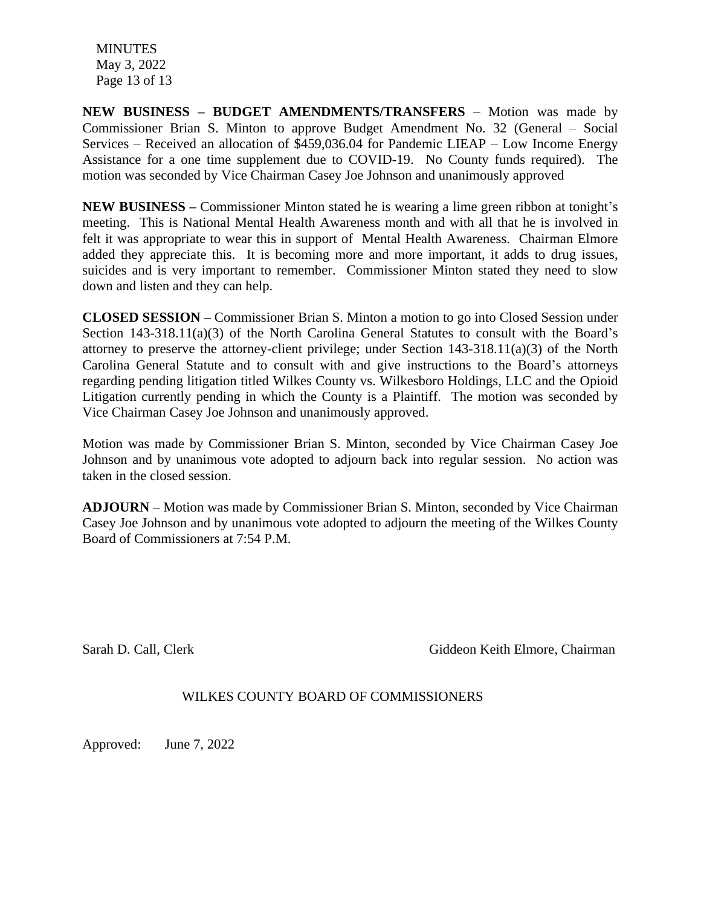**NEW BUSINESS – BUDGET AMENDMENTS/TRANSFERS** – Motion was made by Commissioner Brian S. Minton to approve Budget Amendment No. 32 (General – Social Services – Received an allocation of $459,036.04 for Pandemic LIEAP – Low Income Energy Assistance for a one time supplement due to COVID-19. No County funds required). The motion was seconded by Vice Chairman Casey Joe Johnson and unanimously approved

**NEW BUSINESS –** Commissioner Minton stated he is wearing a lime green ribbon at tonight's meeting. This is National Mental Health Awareness month and with all that he is involved in felt it was appropriate to wear this in support of Mental Health Awareness. Chairman Elmore added they appreciate this. It is becoming more and more important, it adds to drug issues, suicides and is very important to remember. Commissioner Minton stated they need to slow down and listen and they can help.

**CLOSED SESSION** – Commissioner Brian S. Minton a motion to go into Closed Session under Section 143-318.11(a)(3) of the North Carolina General Statutes to consult with the Board's attorney to preserve the attorney-client privilege; under Section 143-318.11(a)(3) of the North Carolina General Statute and to consult with and give instructions to the Board's attorneys regarding pending litigation titled Wilkes County vs. Wilkesboro Holdings, LLC and the Opioid Litigation currently pending in which the County is a Plaintiff. The motion was seconded by Vice Chairman Casey Joe Johnson and unanimously approved.

Motion was made by Commissioner Brian S. Minton, seconded by Vice Chairman Casey Joe Johnson and by unanimous vote adopted to adjourn back into regular session. No action was taken in the closed session.

**ADJOURN** – Motion was made by Commissioner Brian S. Minton, seconded by Vice Chairman Casey Joe Johnson and by unanimous vote adopted to adjourn the meeting of the Wilkes County Board of Commissioners at 7:54 P.M.

Sarah D. Call, Clerk

Giddeon Keith Elmore, Chairman

WILKES COUNTY BOARD OF COMMISSIONERS

Approved: June 7, 2022